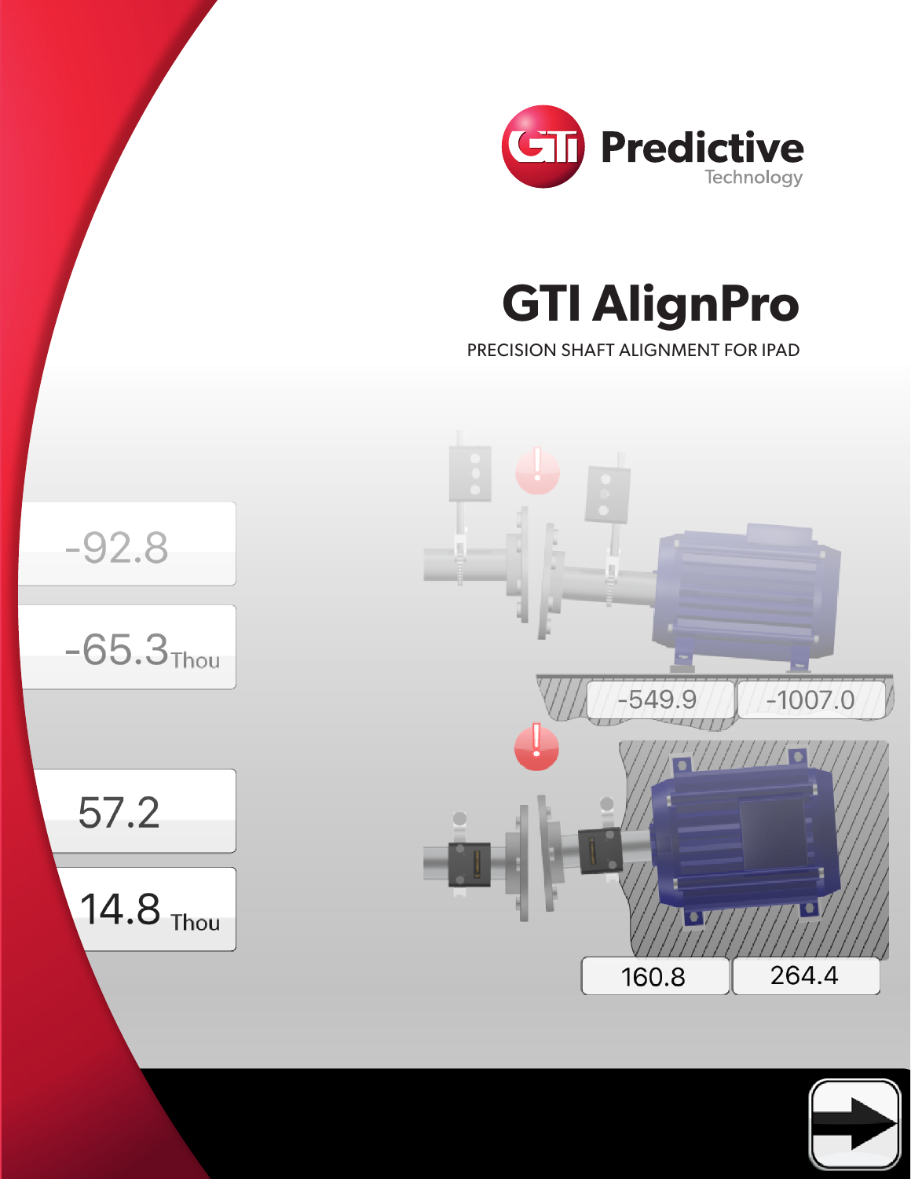**GTI Predictive** Technology

# GTI AlignPro

PRECISION SHAFT ALIGNMENT FOR IPAD

-92.8

-65.3 Thou

57.2

14.8 Thou

-549.9 | -1007.0

160.8 | 264.4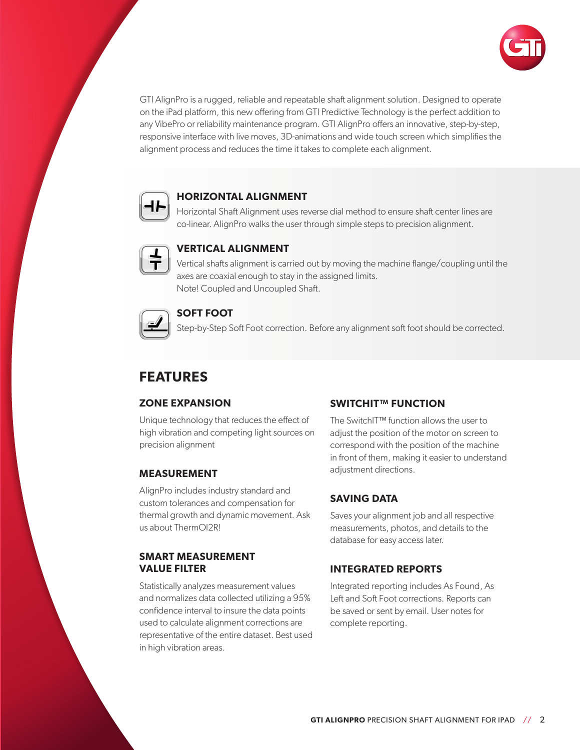GTI AlignPro is a rugged, reliable and repeatable shaft alignment solution. Designed to operate on the iPad platform, this new offering from GTI Predictive Technology is the perfect addition to any VibePro or reliability maintenance program. GTI AlignPro offers an innovative, step-by-step, responsive interface with live moves, 3D-animations and wide touch screen which simplifies the alignment process and reduces the time it takes to complete each alignment.

### HORIZONTAL ALIGNMENT

Horizontal Shaft Alignment uses reverse dial method to ensure shaft center lines are co-linear. AlignPro walks the user through simple steps to precision alignment.

### VERTICAL ALIGNMENT

Vertical shafts alignment is carried out by moving the machine flange/coupling until the axes are coaxial enough to stay in the assigned limits.
Note! Coupled and Uncoupled Shaft.

### SOFT FOOT

Step-by-Step Soft Foot correction. Before any alignment soft foot should be corrected.

## FEATURES

### ZONE EXPANSION

Unique technology that reduces the effect of high vibration and competing light sources on precision alignment

### MEASUREMENT

AlignPro includes industry standard and custom tolerances and compensation for thermal growth and dynamic movement. Ask us about ThermOl2R!

### SMART MEASUREMENT VALUE FILTER

Statistically analyzes measurement values and normalizes data collected utilizing a 95% confidence interval to insure the data points used to calculate alignment corrections are representative of the entire dataset. Best used in high vibration areas.

### SWITCHIT™ FUNCTION

The SwitchIT™ function allows the user to adjust the position of the motor on screen to correspond with the position of the machine in front of them, making it easier to understand adjustment directions.

### SAVING DATA

Saves your alignment job and all respective measurements, photos, and details to the database for easy access later.

### INTEGRATED REPORTS

Integrated reporting includes As Found, As Left and Soft Foot corrections. Reports can be saved or sent by email. User notes for complete reporting.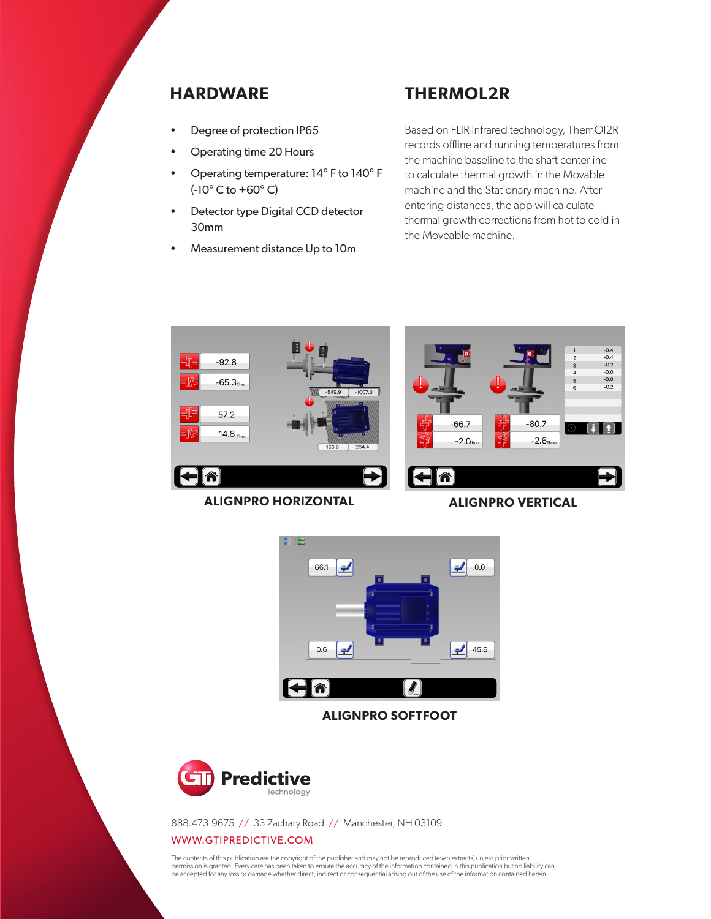## HARDWARE

- Degree of protection IP65
- Operating time 20 Hours
- Operating temperature: 14° F to 140° F (-10° C to +60° C)
- Detector type Digital CCD detector 30mm
- Measurement distance Up to 10m

## THERMOL2R

Based on FLIR Infrared technology, ThemOl2R records offline and running temperatures from the machine baseline to the shaft centerline to calculate thermal growth in the Movable machine and the Stationary machine. After entering distances, the app will calculate thermal growth corrections from hot to cold in the Moveable machine.

**ALIGNPRO HORIZONTAL**

**ALIGNPRO VERTICAL**

**ALIGNPRO SOFTFOOT**

Predictive Technology

888.473.9675 // 33 Zachary Road // Manchester, NH 03109

WWW.GTIPREDICTIVE.COM

The contents of this publication are the copyright of the publisher and may not be reproduced (even extracts) unless prior written permission is granted. Every care has been taken to ensure the accuracy of the information contained in this publication but no liability can be accepted for any loss or damage whether direct, indirect or consequential arising out of the use of the information contained herein.